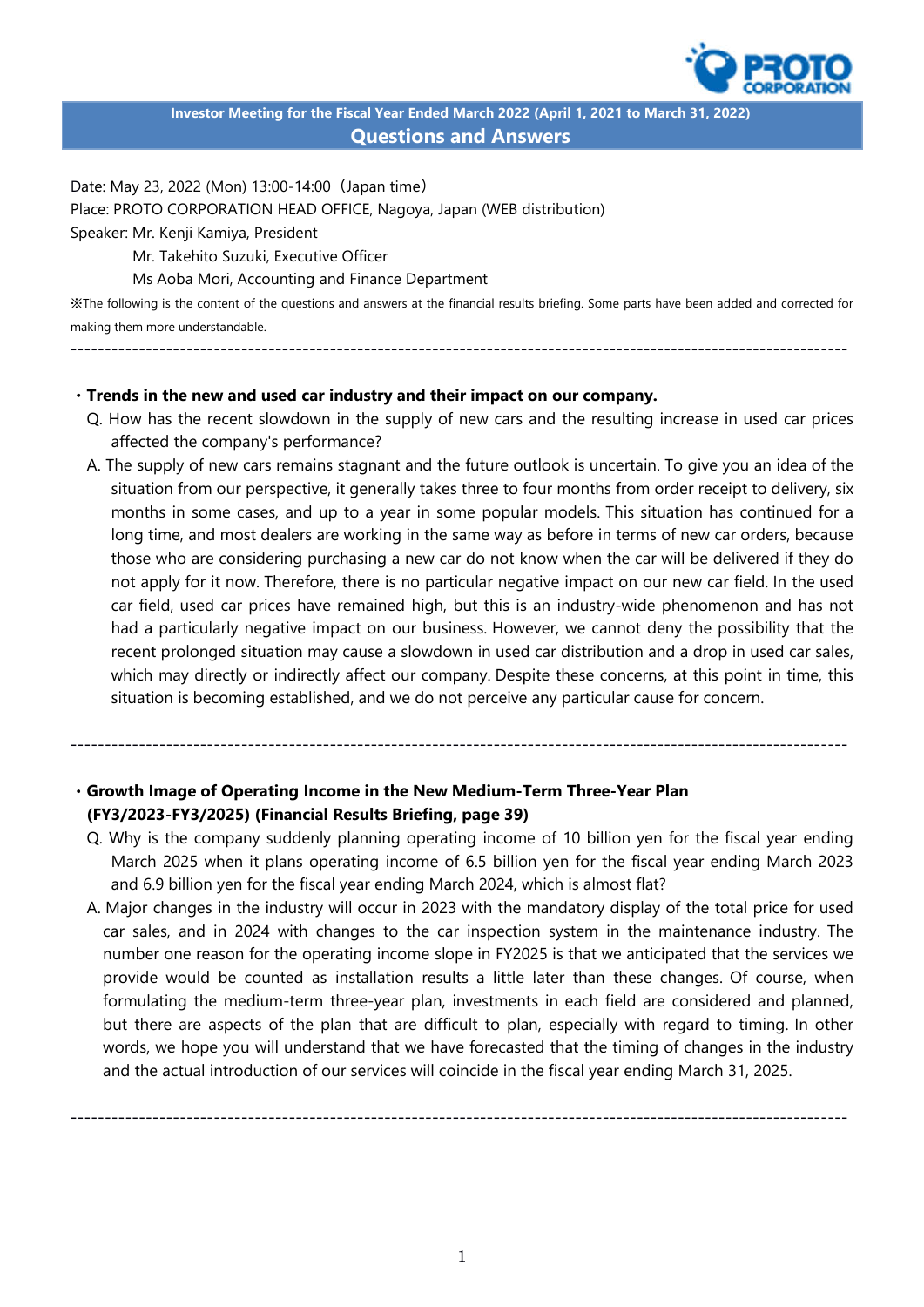**Investor Meeting for the Fiscal Year Ended March 2022 (April 1, 2021 to March 31, 2022)**

# Questions and Answers

Date: May 23, 2022 (Mon) 13:00-14:00（Japan time）
Place: PROTO CORPORATION HEAD OFFICE, Nagoya, Japan (WEB distribution)
Speaker: Mr. Kenji Kamiya, President
Mr. Takehito Suzuki, Executive Officer
Ms Aoba Mori, Accounting and Finance Department

※The following is the content of the questions and answers at the financial results briefing. Some parts have been added and corrected for making them more understandable.

---

## ・Trends in the new and used car industry and their impact on our company.

Q. How has the recent slowdown in the supply of new cars and the resulting increase in used car prices affected the company's performance?

A. The supply of new cars remains stagnant and the future outlook is uncertain. To give you an idea of the situation from our perspective, it generally takes three to four months from order receipt to delivery, six months in some cases, and up to a year in some popular models. This situation has continued for a long time, and most dealers are working in the same way as before in terms of new car orders, because those who are considering purchasing a new car do not know when the car will be delivered if they do not apply for it now. Therefore, there is no particular negative impact on our new car field. In the used car field, used car prices have remained high, but this is an industry-wide phenomenon and has not had a particularly negative impact on our business. However, we cannot deny the possibility that the recent prolonged situation may cause a slowdown in used car distribution and a drop in used car sales, which may directly or indirectly affect our company. Despite these concerns, at this point in time, this situation is becoming established, and we do not perceive any particular cause for concern.

---

## ・Growth Image of Operating Income in the New Medium-Term Three-Year Plan (FY3/2023-FY3/2025) (Financial Results Briefing, page 39)

Q. Why is the company suddenly planning operating income of 10 billion yen for the fiscal year ending March 2025 when it plans operating income of 6.5 billion yen for the fiscal year ending March 2023 and 6.9 billion yen for the fiscal year ending March 2024, which is almost flat?

A. Major changes in the industry will occur in 2023 with the mandatory display of the total price for used car sales, and in 2024 with changes to the car inspection system in the maintenance industry. The number one reason for the operating income slope in FY2025 is that we anticipated that the services we provide would be counted as installation results a little later than these changes. Of course, when formulating the medium-term three-year plan, investments in each field are considered and planned, but there are aspects of the plan that are difficult to plan, especially with regard to timing. In other words, we hope you will understand that we have forecasted that the timing of changes in the industry and the actual introduction of our services will coincide in the fiscal year ending March 31, 2025.

---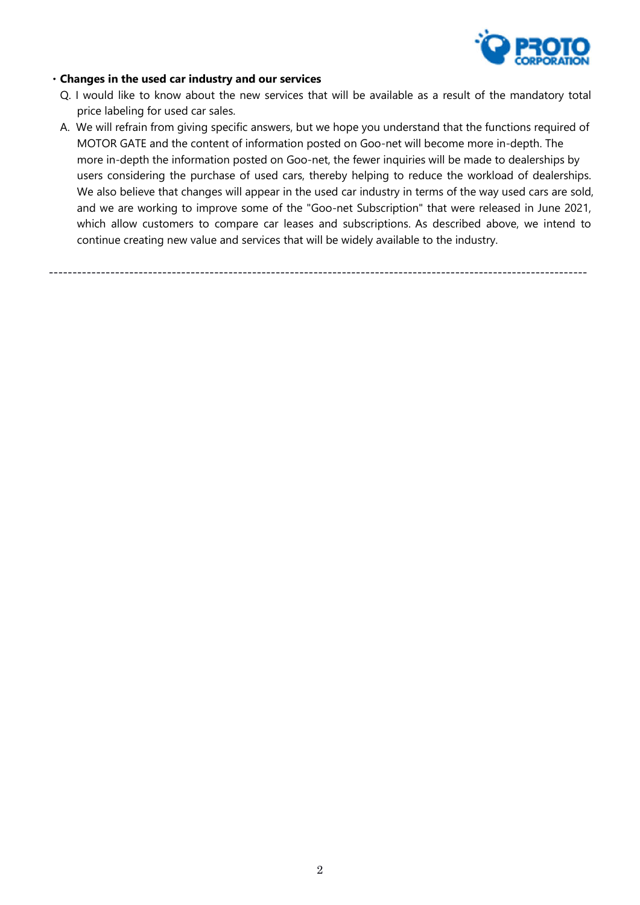**・Changes in the used car industry and our services**

Q. I would like to know about the new services that will be available as a result of the mandatory total price labeling for used car sales.

A. We will refrain from giving specific answers, but we hope you understand that the functions required of MOTOR GATE and the content of information posted on Goo-net will become more in-depth. The more in-depth the information posted on Goo-net, the fewer inquiries will be made to dealerships by users considering the purchase of used cars, thereby helping to reduce the workload of dealerships. We also believe that changes will appear in the used car industry in terms of the way used cars are sold, and we are working to improve some of the "Goo-net Subscription" that were released in June 2021, which allow customers to compare car leases and subscriptions. As described above, we intend to continue creating new value and services that will be widely available to the industry.

---